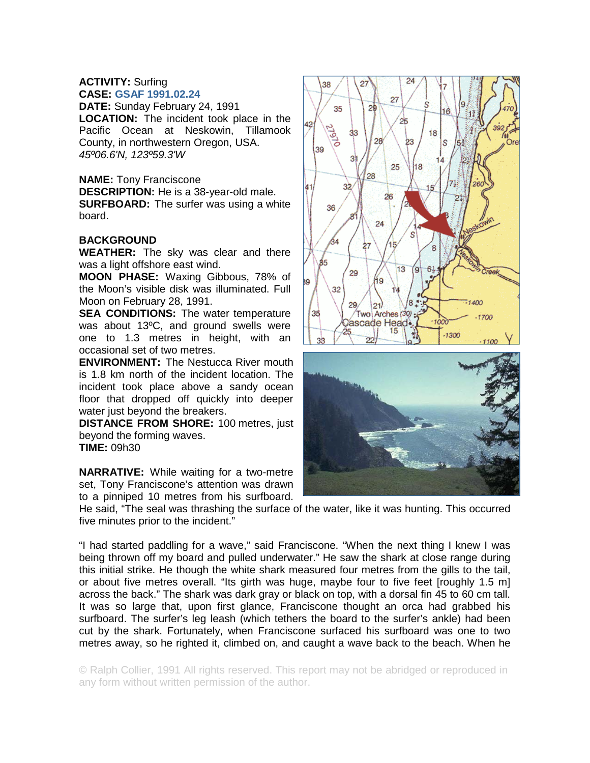**ACTIVITY:** Surfing
**CASE:** GSAF 1991.02.24
**DATE:** Sunday February 24, 1991
**LOCATION:** The incident took place in the Pacific Ocean at Neskowin, Tillamook County, in northwestern Oregon, USA.
*45º06.6'N, 123º59.3'W*

**NAME:** Tony Franciscone
**DESCRIPTION:** He is a 38-year-old male.
**SURFBOARD:** The surfer was using a white board.

**BACKGROUND**
**WEATHER:** The sky was clear and there was a light offshore east wind.
**MOON PHASE:** Waxing Gibbous, 78% of the Moon's visible disk was illuminated. Full Moon on February 28, 1991.
**SEA CONDITIONS:** The water temperature was about 13ºC, and ground swells were one to 1.3 metres in height, with an occasional set of two metres.
**ENVIRONMENT:** The Nestucca River mouth is 1.8 km north of the incident location. The incident took place above a sandy ocean floor that dropped off quickly into deeper water just beyond the breakers.
**DISTANCE FROM SHORE:** 100 metres, just beyond the forming waves.
**TIME:** 09h30

**NARRATIVE:** While waiting for a two-metre set, Tony Franciscone's attention was drawn to a pinniped 10 metres from his surfboard. He said, "The seal was thrashing the surface of the water, like it was hunting. This occurred five minutes prior to the incident."

"I had started paddling for a wave," said Franciscone. "When the next thing I knew I was being thrown off my board and pulled underwater." He saw the shark at close range during this initial strike. He though the white shark measured four metres from the gills to the tail, or about five metres overall. "Its girth was huge, maybe four to five feet [roughly 1.5 m] across the back." The shark was dark gray or black on top, with a dorsal fin 45 to 60 cm tall. It was so large that, upon first glance, Franciscone thought an orca had grabbed his surfboard. The surfer's leg leash (which tethers the board to the surfer's ankle) had been cut by the shark. Fortunately, when Franciscone surfaced his surfboard was one to two metres away, so he righted it, climbed on, and caught a wave back to the beach. When he

© Ralph Collier, 1991 All rights reserved. This report may not be abridged or reproduced in any form without written permission of the author.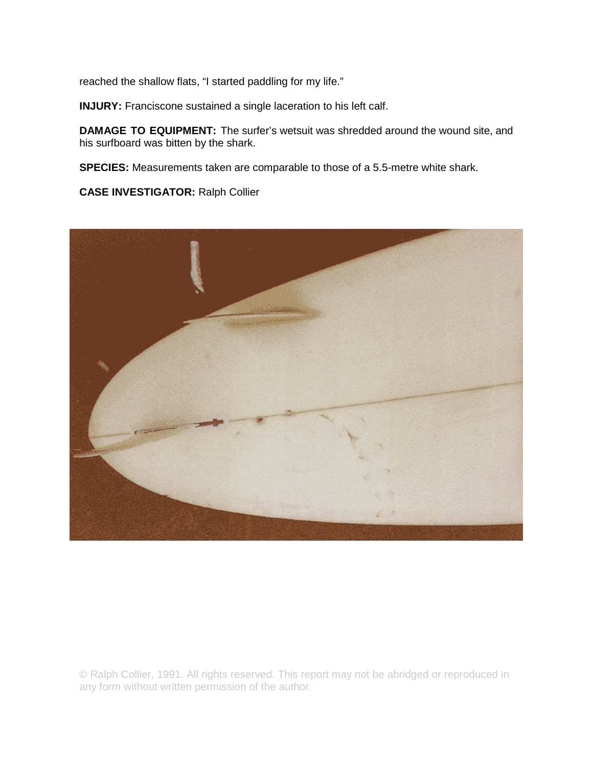reached the shallow flats, "I started paddling for my life."

**INJURY:** Franciscone sustained a single laceration to his left calf.

**DAMAGE TO EQUIPMENT:** The surfer's wetsuit was shredded around the wound site, and his surfboard was bitten by the shark.

**SPECIES:** Measurements taken are comparable to those of a 5.5-metre white shark.

**CASE INVESTIGATOR:** Ralph Collier

© Ralph Collier, 1991. All rights reserved. This report may not be abridged or reproduced in any form without written permission of the author.